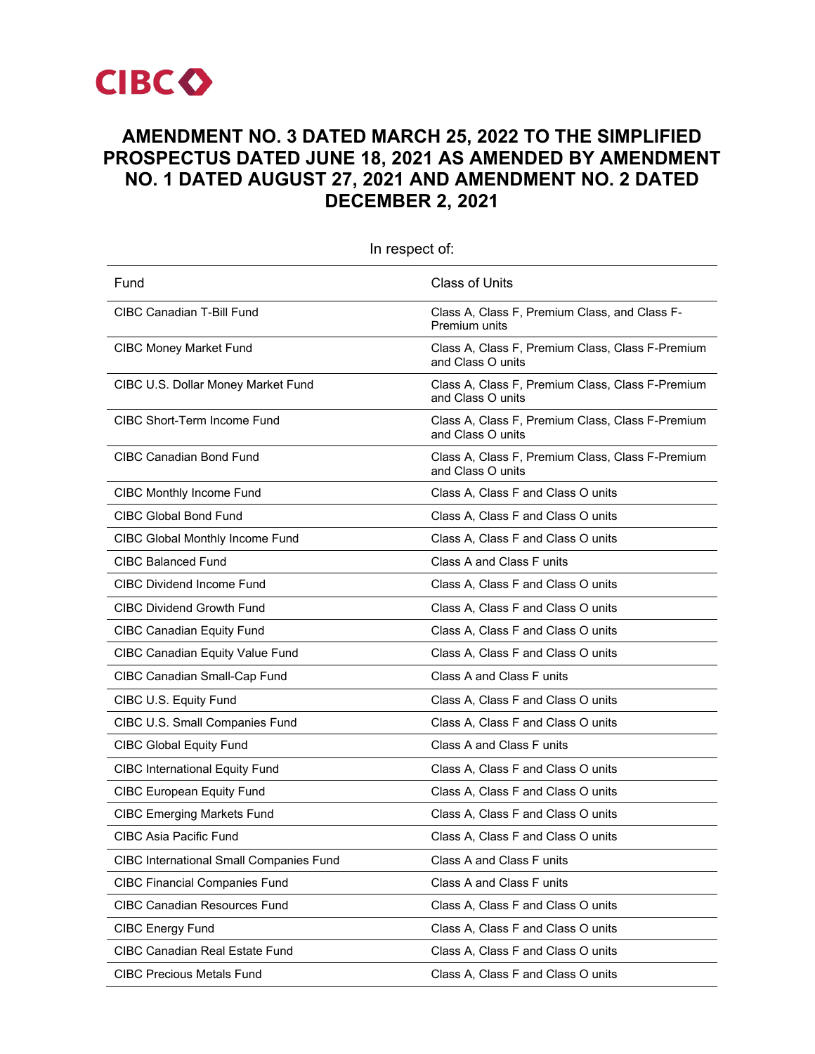CIBC

# AMENDMENT NO. 3 DATED MARCH 25, 2022 TO THE SIMPLIFIED PROSPECTUS DATED JUNE 18, 2021 AS AMENDED BY AMENDMENT NO. 1 DATED AUGUST 27, 2021 AND AMENDMENT NO. 2 DATED DECEMBER 2, 2021

In respect of:

| Fund | Class of Units |
|---|---|
| CIBC Canadian T-Bill Fund | Class A, Class F, Premium Class, and Class F-Premium units |
| CIBC Money Market Fund | Class A, Class F, Premium Class, Class F-Premium and Class O units |
| CIBC U.S. Dollar Money Market Fund | Class A, Class F, Premium Class, Class F-Premium and Class O units |
| CIBC Short-Term Income Fund | Class A, Class F, Premium Class, Class F-Premium and Class O units |
| CIBC Canadian Bond Fund | Class A, Class F, Premium Class, Class F-Premium and Class O units |
| CIBC Monthly Income Fund | Class A, Class F and Class O units |
| CIBC Global Bond Fund | Class A, Class F and Class O units |
| CIBC Global Monthly Income Fund | Class A, Class F and Class O units |
| CIBC Balanced Fund | Class A and Class F units |
| CIBC Dividend Income Fund | Class A, Class F and Class O units |
| CIBC Dividend Growth Fund | Class A, Class F and Class O units |
| CIBC Canadian Equity Fund | Class A, Class F and Class O units |
| CIBC Canadian Equity Value Fund | Class A, Class F and Class O units |
| CIBC Canadian Small-Cap Fund | Class A and Class F units |
| CIBC U.S. Equity Fund | Class A, Class F and Class O units |
| CIBC U.S. Small Companies Fund | Class A, Class F and Class O units |
| CIBC Global Equity Fund | Class A and Class F units |
| CIBC International Equity Fund | Class A, Class F and Class O units |
| CIBC European Equity Fund | Class A, Class F and Class O units |
| CIBC Emerging Markets Fund | Class A, Class F and Class O units |
| CIBC Asia Pacific Fund | Class A, Class F and Class O units |
| CIBC International Small Companies Fund | Class A and Class F units |
| CIBC Financial Companies Fund | Class A and Class F units |
| CIBC Canadian Resources Fund | Class A, Class F and Class O units |
| CIBC Energy Fund | Class A, Class F and Class O units |
| CIBC Canadian Real Estate Fund | Class A, Class F and Class O units |
| CIBC Precious Metals Fund | Class A, Class F and Class O units |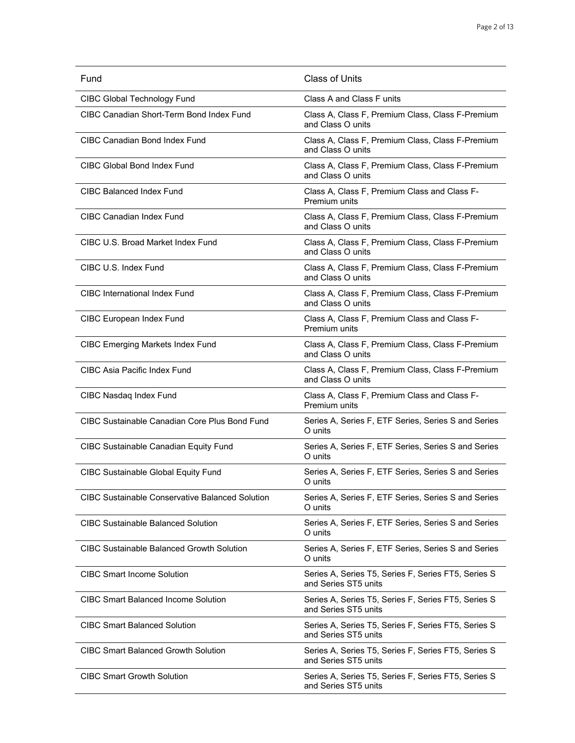| Fund | Class of Units |
| --- | --- |
| CIBC Global Technology Fund | Class A and Class F units |
| CIBC Canadian Short-Term Bond Index Fund | Class A, Class F, Premium Class, Class F-Premium and Class O units |
| CIBC Canadian Bond Index Fund | Class A, Class F, Premium Class, Class F-Premium and Class O units |
| CIBC Global Bond Index Fund | Class A, Class F, Premium Class, Class F-Premium and Class O units |
| CIBC Balanced Index Fund | Class A, Class F, Premium Class and Class F-Premium units |
| CIBC Canadian Index Fund | Class A, Class F, Premium Class, Class F-Premium and Class O units |
| CIBC U.S. Broad Market Index Fund | Class A, Class F, Premium Class, Class F-Premium and Class O units |
| CIBC U.S. Index Fund | Class A, Class F, Premium Class, Class F-Premium and Class O units |
| CIBC International Index Fund | Class A, Class F, Premium Class, Class F-Premium and Class O units |
| CIBC European Index Fund | Class A, Class F, Premium Class and Class F-Premium units |
| CIBC Emerging Markets Index Fund | Class A, Class F, Premium Class, Class F-Premium and Class O units |
| CIBC Asia Pacific Index Fund | Class A, Class F, Premium Class, Class F-Premium and Class O units |
| CIBC Nasdaq Index Fund | Class A, Class F, Premium Class and Class F-Premium units |
| CIBC Sustainable Canadian Core Plus Bond Fund | Series A, Series F, ETF Series, Series S and Series O units |
| CIBC Sustainable Canadian Equity Fund | Series A, Series F, ETF Series, Series S and Series O units |
| CIBC Sustainable Global Equity Fund | Series A, Series F, ETF Series, Series S and Series O units |
| CIBC Sustainable Conservative Balanced Solution | Series A, Series F, ETF Series, Series S and Series O units |
| CIBC Sustainable Balanced Solution | Series A, Series F, ETF Series, Series S and Series O units |
| CIBC Sustainable Balanced Growth Solution | Series A, Series F, ETF Series, Series S and Series O units |
| CIBC Smart Income Solution | Series A, Series T5, Series F, Series FT5, Series S and Series ST5 units |
| CIBC Smart Balanced Income Solution | Series A, Series T5, Series F, Series FT5, Series S and Series ST5 units |
| CIBC Smart Balanced Solution | Series A, Series T5, Series F, Series FT5, Series S and Series ST5 units |
| CIBC Smart Balanced Growth Solution | Series A, Series T5, Series F, Series FT5, Series S and Series ST5 units |
| CIBC Smart Growth Solution | Series A, Series T5, Series F, Series FT5, Series S and Series ST5 units |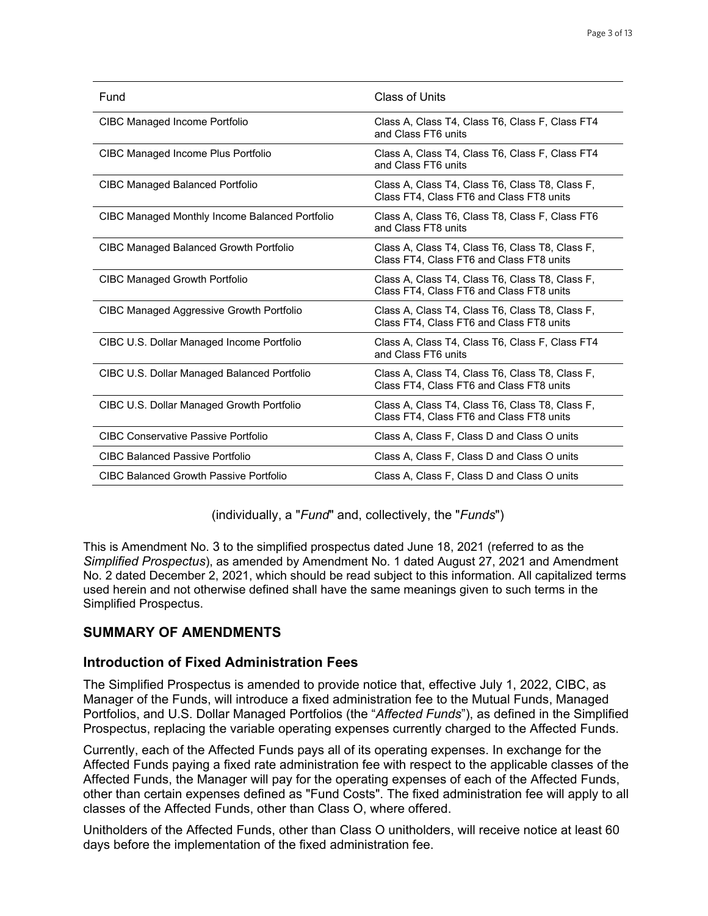| Fund | Class of Units |
|---|---|
| CIBC Managed Income Portfolio | Class A, Class T4, Class T6, Class F, Class FT4 and Class FT6 units |
| CIBC Managed Income Plus Portfolio | Class A, Class T4, Class T6, Class F, Class FT4 and Class FT6 units |
| CIBC Managed Balanced Portfolio | Class A, Class T4, Class T6, Class T8, Class F, Class FT4, Class FT6 and Class FT8 units |
| CIBC Managed Monthly Income Balanced Portfolio | Class A, Class T6, Class T8, Class F, Class FT6 and Class FT8 units |
| CIBC Managed Balanced Growth Portfolio | Class A, Class T4, Class T6, Class T8, Class F, Class FT4, Class FT6 and Class FT8 units |
| CIBC Managed Growth Portfolio | Class A, Class T4, Class T6, Class T8, Class F, Class FT4, Class FT6 and Class FT8 units |
| CIBC Managed Aggressive Growth Portfolio | Class A, Class T4, Class T6, Class T8, Class F, Class FT4, Class FT6 and Class FT8 units |
| CIBC U.S. Dollar Managed Income Portfolio | Class A, Class T4, Class T6, Class F, Class FT4 and Class FT6 units |
| CIBC U.S. Dollar Managed Balanced Portfolio | Class A, Class T4, Class T6, Class T8, Class F, Class FT4, Class FT6 and Class FT8 units |
| CIBC U.S. Dollar Managed Growth Portfolio | Class A, Class T4, Class T6, Class T8, Class F, Class FT4, Class FT6 and Class FT8 units |
| CIBC Conservative Passive Portfolio | Class A, Class F, Class D and Class O units |
| CIBC Balanced Passive Portfolio | Class A, Class F, Class D and Class O units |
| CIBC Balanced Growth Passive Portfolio | Class A, Class F, Class D and Class O units |

(individually, a "*Fund*" and, collectively, the "*Funds*")

This is Amendment No. 3 to the simplified prospectus dated June 18, 2021 (referred to as the *Simplified Prospectus*), as amended by Amendment No. 1 dated August 27, 2021 and Amendment No. 2 dated December 2, 2021, which should be read subject to this information. All capitalized terms used herein and not otherwise defined shall have the same meanings given to such terms in the Simplified Prospectus.

## SUMMARY OF AMENDMENTS

### Introduction of Fixed Administration Fees

The Simplified Prospectus is amended to provide notice that, effective July 1, 2022, CIBC, as Manager of the Funds, will introduce a fixed administration fee to the Mutual Funds, Managed Portfolios, and U.S. Dollar Managed Portfolios (the "*Affected Funds*"), as defined in the Simplified Prospectus, replacing the variable operating expenses currently charged to the Affected Funds.

Currently, each of the Affected Funds pays all of its operating expenses. In exchange for the Affected Funds paying a fixed rate administration fee with respect to the applicable classes of the Affected Funds, the Manager will pay for the operating expenses of each of the Affected Funds, other than certain expenses defined as "Fund Costs". The fixed administration fee will apply to all classes of the Affected Funds, other than Class O, where offered.

Unitholders of the Affected Funds, other than Class O unitholders, will receive notice at least 60 days before the implementation of the fixed administration fee.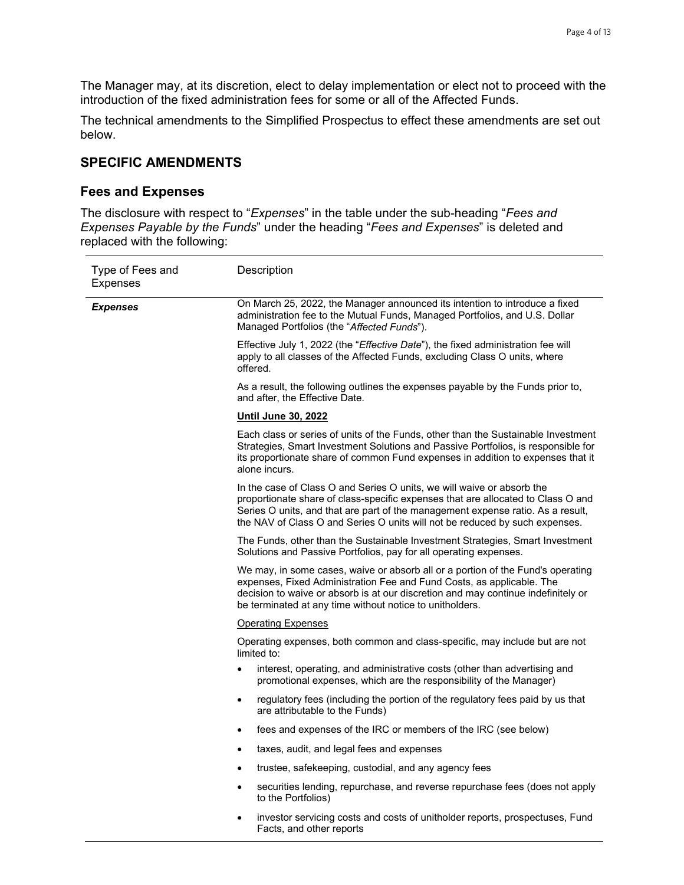The Manager may, at its discretion, elect to delay implementation or elect not to proceed with the introduction of the fixed administration fees for some or all of the Affected Funds.

The technical amendments to the Simplified Prospectus to effect these amendments are set out below.

## SPECIFIC AMENDMENTS

### Fees and Expenses

The disclosure with respect to "*Expenses*" in the table under the sub-heading "*Fees and Expenses Payable by the Funds*" under the heading "*Fees and Expenses*" is deleted and replaced with the following:

| Type of Fees and Expenses | Description |
|---|---|
| ***Expenses*** | On March 25, 2022, the Manager announced its intention to introduce a fixed administration fee to the Mutual Funds, Managed Portfolios, and U.S. Dollar Managed Portfolios (the "*Affected Funds*").<br><br>Effective July 1, 2022 (the "*Effective Date*"), the fixed administration fee will apply to all classes of the Affected Funds, excluding Class O units, where offered.<br><br>As a result, the following outlines the expenses payable by the Funds prior to, and after, the Effective Date.<br><br>**<u>Until June 30, 2022</u>**<br><br>Each class or series of units of the Funds, other than the Sustainable Investment Strategies, Smart Investment Solutions and Passive Portfolios, is responsible for its proportionate share of common Fund expenses in addition to expenses that it alone incurs.<br><br>In the case of Class O and Series O units, we will waive or absorb the proportionate share of class-specific expenses that are allocated to Class O and Series O units, and that are part of the management expense ratio. As a result, the NAV of Class O and Series O units will not be reduced by such expenses.<br><br>The Funds, other than the Sustainable Investment Strategies, Smart Investment Solutions and Passive Portfolios, pay for all operating expenses.<br><br>We may, in some cases, waive or absorb all or a portion of the Fund's operating expenses, Fixed Administration Fee and Fund Costs, as applicable. The decision to waive or absorb is at our discretion and may continue indefinitely or be terminated at any time without notice to unitholders.<br><br><u>Operating Expenses</u><br><br>Operating expenses, both common and class-specific, may include but are not limited to:<br><br>• interest, operating, and administrative costs (other than advertising and promotional expenses, which are the responsibility of the Manager)<br>• regulatory fees (including the portion of the regulatory fees paid by us that are attributable to the Funds)<br>• fees and expenses of the IRC or members of the IRC (see below)<br>• taxes, audit, and legal fees and expenses<br>• trustee, safekeeping, custodial, and any agency fees<br>• securities lending, repurchase, and reverse repurchase fees (does not apply to the Portfolios)<br>• investor servicing costs and costs of unitholder reports, prospectuses, Fund Facts, and other reports |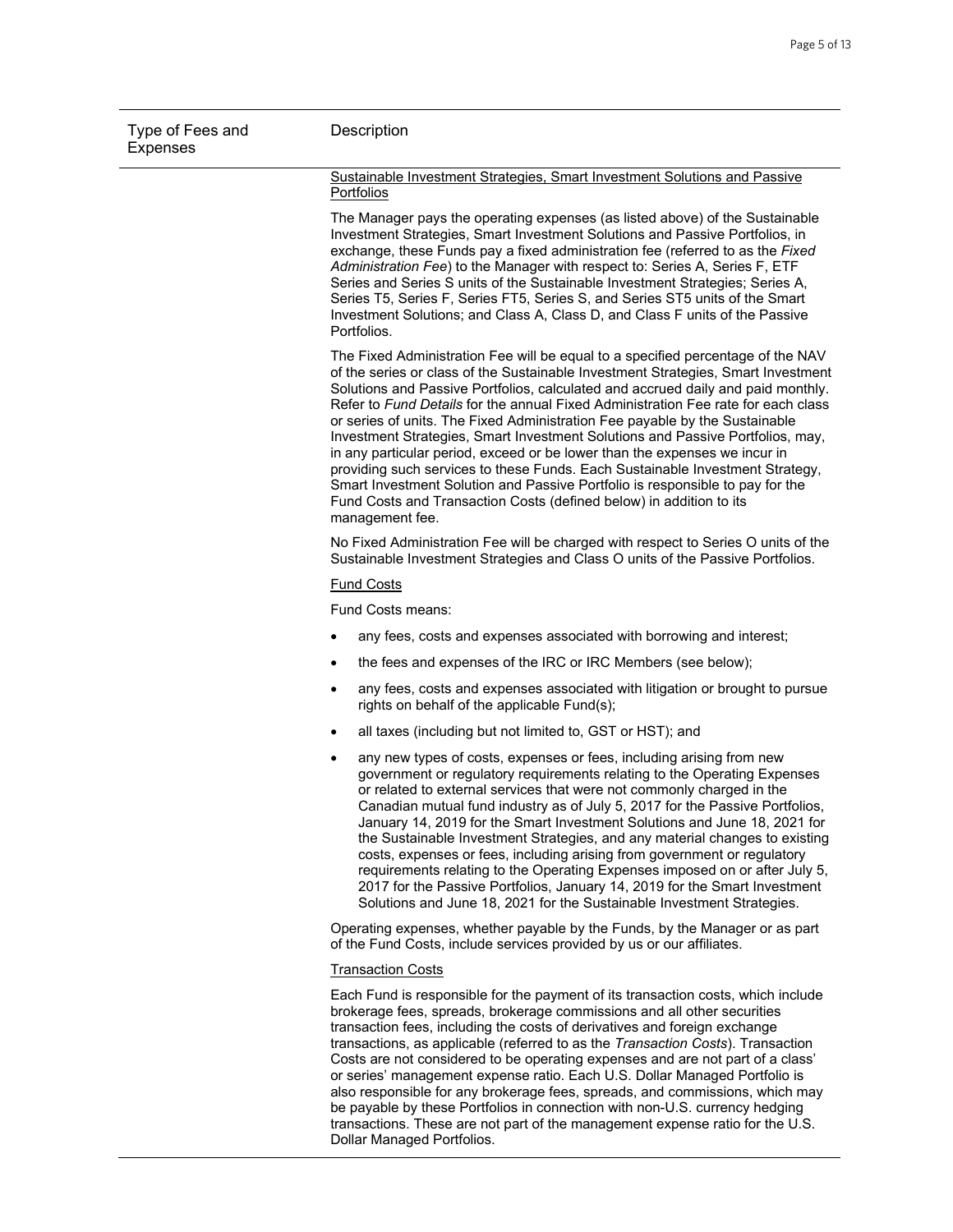| Type of Fees and Expenses | Description |
|---|---|
| | <u>Sustainable Investment Strategies, Smart Investment Solutions and Passive Portfolios</u><br><br>The Manager pays the operating expenses (as listed above) of the Sustainable Investment Strategies, Smart Investment Solutions and Passive Portfolios, in exchange, these Funds pay a fixed administration fee (referred to as the *Fixed Administration Fee*) to the Manager with respect to: Series A, Series F, ETF Series and Series S units of the Sustainable Investment Strategies; Series A, Series T5, Series F, Series FT5, Series S, and Series ST5 units of the Smart Investment Solutions; and Class A, Class D, and Class F units of the Passive Portfolios.<br><br>The Fixed Administration Fee will be equal to a specified percentage of the NAV of the series or class of the Sustainable Investment Strategies, Smart Investment Solutions and Passive Portfolios, calculated and accrued daily and paid monthly. Refer to *Fund Details* for the annual Fixed Administration Fee rate for each class or series of units. The Fixed Administration Fee payable by the Sustainable Investment Strategies, Smart Investment Solutions and Passive Portfolios, may, in any particular period, exceed or be lower than the expenses we incur in providing such services to these Funds. Each Sustainable Investment Strategy, Smart Investment Solution and Passive Portfolio is responsible to pay for the Fund Costs and Transaction Costs (defined below) in addition to its management fee.<br><br>No Fixed Administration Fee will be charged with respect to Series O units of the Sustainable Investment Strategies and Class O units of the Passive Portfolios.<br><br><u>Fund Costs</u><br><br>Fund Costs means:<br><br>• any fees, costs and expenses associated with borrowing and interest;<br>• the fees and expenses of the IRC or IRC Members (see below);<br>• any fees, costs and expenses associated with litigation or brought to pursue rights on behalf of the applicable Fund(s);<br>• all taxes (including but not limited to, GST or HST); and<br>• any new types of costs, expenses or fees, including arising from new government or regulatory requirements relating to the Operating Expenses or related to external services that were not commonly charged in the Canadian mutual fund industry as of July 5, 2017 for the Passive Portfolios, January 14, 2019 for the Smart Investment Solutions and June 18, 2021 for the Sustainable Investment Strategies, and any material changes to existing costs, expenses or fees, including arising from government or regulatory requirements relating to the Operating Expenses imposed on or after July 5, 2017 for the Passive Portfolios, January 14, 2019 for the Smart Investment Solutions and June 18, 2021 for the Sustainable Investment Strategies.<br><br>Operating expenses, whether payable by the Funds, by the Manager or as part of the Fund Costs, include services provided by us or our affiliates.<br><br><u>Transaction Costs</u><br><br>Each Fund is responsible for the payment of its transaction costs, which include brokerage fees, spreads, brokerage commissions and all other securities transaction fees, including the costs of derivatives and foreign exchange transactions, as applicable (referred to as the *Transaction Costs*). Transaction Costs are not considered to be operating expenses and are not part of a class' or series' management expense ratio. Each U.S. Dollar Managed Portfolio is also responsible for any brokerage fees, spreads, and commissions, which may be payable by these Portfolios in connection with non-U.S. currency hedging transactions. These are not part of the management expense ratio for the U.S. Dollar Managed Portfolios. |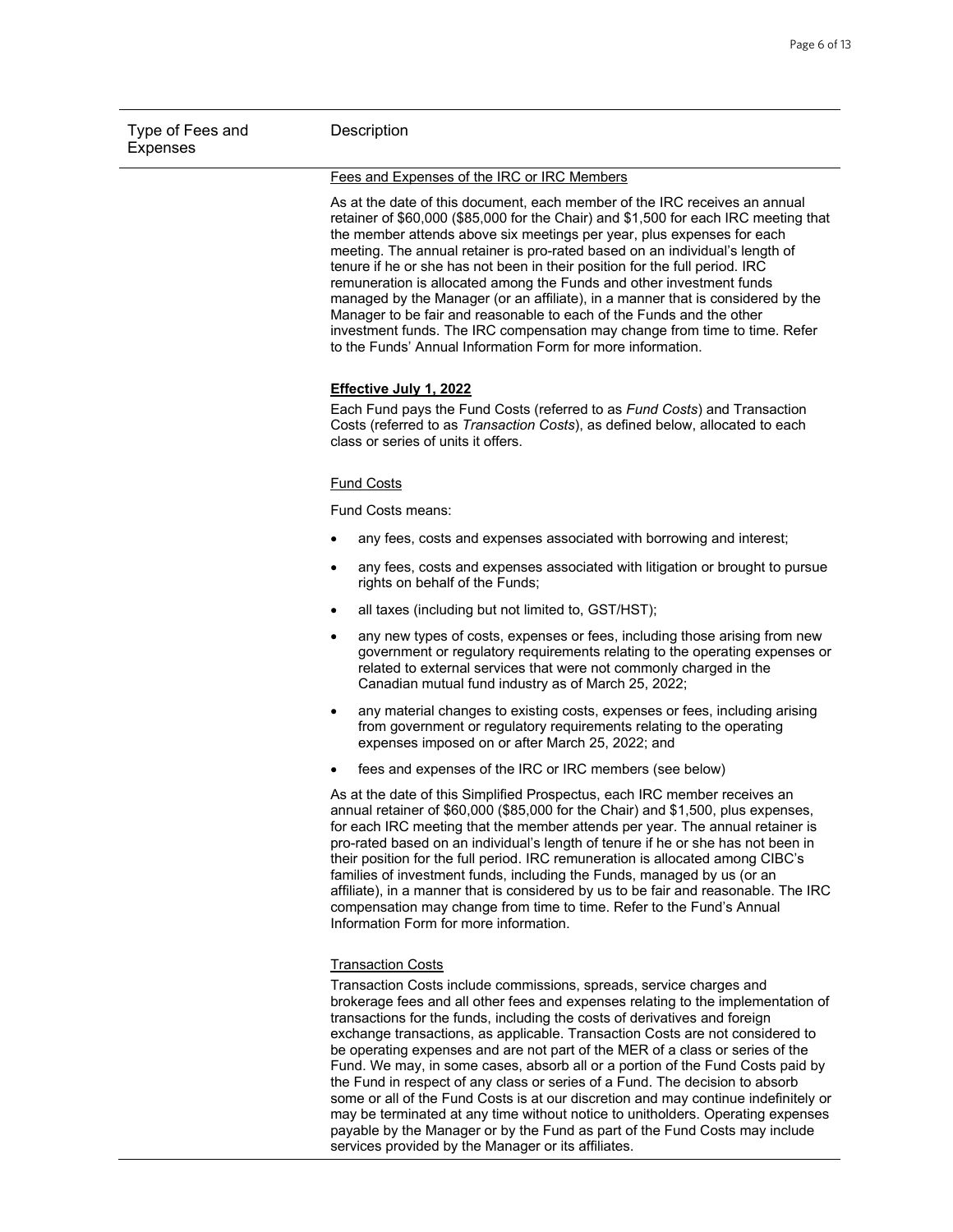| Type of Fees and Expenses | Description |
| --- | --- |
| | <u>Fees and Expenses of the IRC or IRC Members</u><br><br>As at the date of this document, each member of the IRC receives an annual retainer of $60,000 ($85,000 for the Chair) and $1,500 for each IRC meeting that the member attends above six meetings per year, plus expenses for each meeting. The annual retainer is pro-rated based on an individual's length of tenure if he or she has not been in their position for the full period. IRC remuneration is allocated among the Funds and other investment funds managed by the Manager (or an affiliate), in a manner that is considered by the Manager to be fair and reasonable to each of the Funds and the other investment funds. The IRC compensation may change from time to time. Refer to the Funds' Annual Information Form for more information.<br><br>**<u>Effective July 1, 2022</u>**<br><br>Each Fund pays the Fund Costs (referred to as *Fund Costs*) and Transaction Costs (referred to as *Transaction Costs*), as defined below, allocated to each class or series of units it offers.<br><br><u>Fund Costs</u><br><br>Fund Costs means:<br><br>• any fees, costs and expenses associated with borrowing and interest;<br>• any fees, costs and expenses associated with litigation or brought to pursue rights on behalf of the Funds;<br>• all taxes (including but not limited to, GST/HST);<br>• any new types of costs, expenses or fees, including those arising from new government or regulatory requirements relating to the operating expenses or related to external services that were not commonly charged in the Canadian mutual fund industry as of March 25, 2022;<br>• any material changes to existing costs, expenses or fees, including arising from government or regulatory requirements relating to the operating expenses imposed on or after March 25, 2022; and<br>• fees and expenses of the IRC or IRC members (see below)<br><br>As at the date of this Simplified Prospectus, each IRC member receives an annual retainer of $60,000 ($85,000 for the Chair) and $1,500, plus expenses, for each IRC meeting that the member attends per year. The annual retainer is pro-rated based on an individual's length of tenure if he or she has not been in their position for the full period. IRC remuneration is allocated among CIBC's families of investment funds, including the Funds, managed by us (or an affiliate), in a manner that is considered by us to be fair and reasonable. The IRC compensation may change from time to time. Refer to the Fund's Annual Information Form for more information.<br><br><u>Transaction Costs</u><br><br>Transaction Costs include commissions, spreads, service charges and brokerage fees and all other fees and expenses relating to the implementation of transactions for the funds, including the costs of derivatives and foreign exchange transactions, as applicable. Transaction Costs are not considered to be operating expenses and are not part of the MER of a class or series of the Fund. We may, in some cases, absorb all or a portion of the Fund Costs paid by the Fund in respect of any class or series of a Fund. The decision to absorb some or all of the Fund Costs is at our discretion and may continue indefinitely or may be terminated at any time without notice to unitholders. Operating expenses payable by the Manager or by the Fund as part of the Fund Costs may include services provided by the Manager or its affiliates. |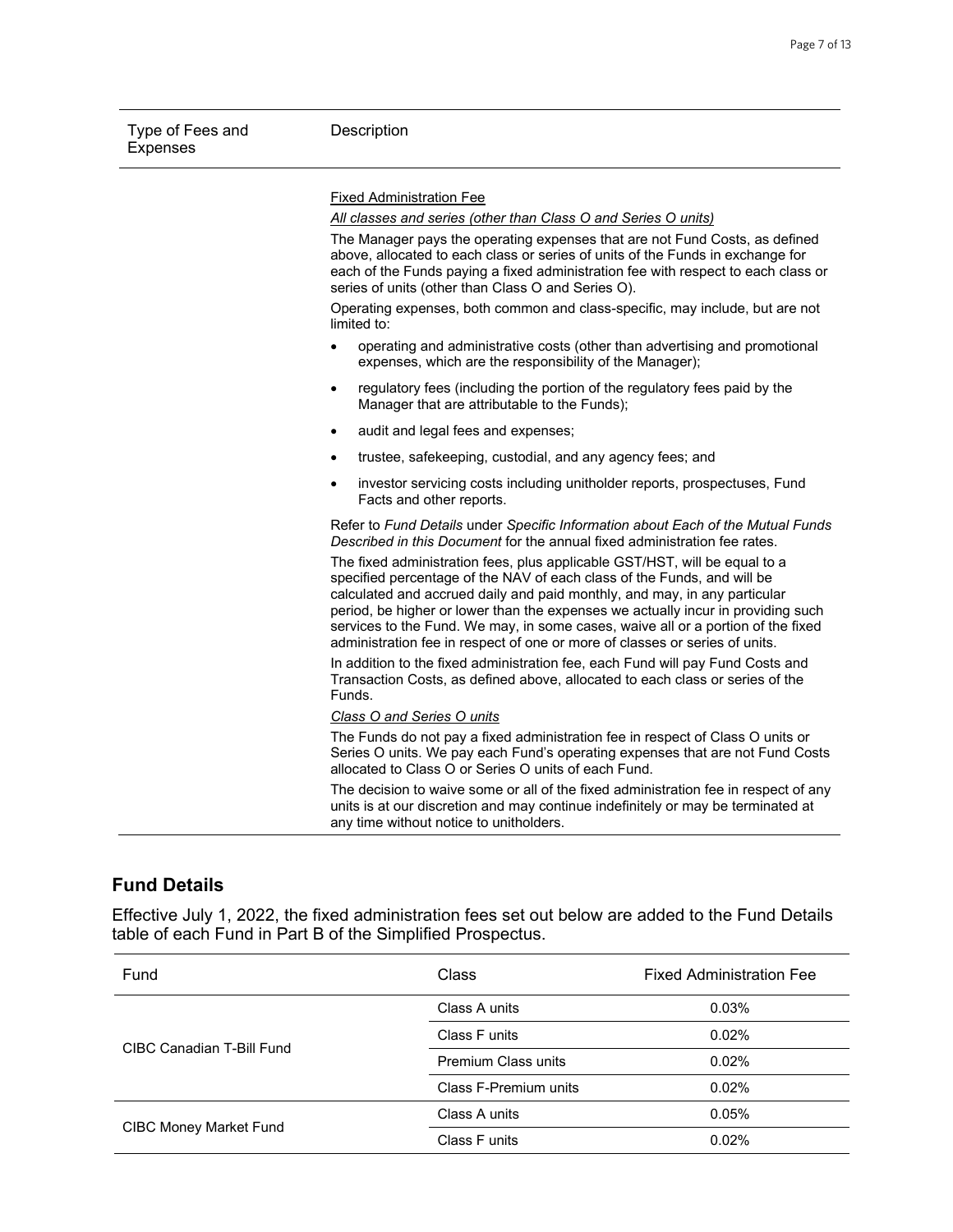| Type of Fees and Expenses | Description |
|---|---|
| | <u>Fixed Administration Fee</u><br>*<u>All classes and series (other than Class O and Series O units)</u>*<br>The Manager pays the operating expenses that are not Fund Costs, as defined above, allocated to each class or series of units of the Funds in exchange for each of the Funds paying a fixed administration fee with respect to each class or series of units (other than Class O and Series O).<br>Operating expenses, both common and class-specific, may include, but are not limited to:<br>• operating and administrative costs (other than advertising and promotional expenses, which are the responsibility of the Manager);<br>• regulatory fees (including the portion of the regulatory fees paid by the Manager that are attributable to the Funds);<br>• audit and legal fees and expenses;<br>• trustee, safekeeping, custodial, and any agency fees; and<br>• investor servicing costs including unitholder reports, prospectuses, Fund Facts and other reports.<br>Refer to *Fund Details* under *Specific Information about Each of the Mutual Funds Described in this Document* for the annual fixed administration fee rates.<br>The fixed administration fees, plus applicable GST/HST, will be equal to a specified percentage of the NAV of each class of the Funds, and will be calculated and accrued daily and paid monthly, and may, in any particular period, be higher or lower than the expenses we actually incur in providing such services to the Fund. We may, in some cases, waive all or a portion of the fixed administration fee in respect of one or more of classes or series of units.<br>In addition to the fixed administration fee, each Fund will pay Fund Costs and Transaction Costs, as defined above, allocated to each class or series of the Funds.<br>*<u>Class O and Series O units</u>*<br>The Funds do not pay a fixed administration fee in respect of Class O units or Series O units. We pay each Fund's operating expenses that are not Fund Costs allocated to Class O or Series O units of each Fund.<br>The decision to waive some or all of the fixed administration fee in respect of any units is at our discretion and may continue indefinitely or may be terminated at any time without notice to unitholders. |

## Fund Details

Effective July 1, 2022, the fixed administration fees set out below are added to the Fund Details table of each Fund in Part B of the Simplified Prospectus.

| Fund | Class | Fixed Administration Fee |
|---|---|---|
| CIBC Canadian T-Bill Fund | Class A units | 0.03% |
| | Class F units | 0.02% |
| | Premium Class units | 0.02% |
| | Class F-Premium units | 0.02% |
| CIBC Money Market Fund | Class A units | 0.05% |
| | Class F units | 0.02% |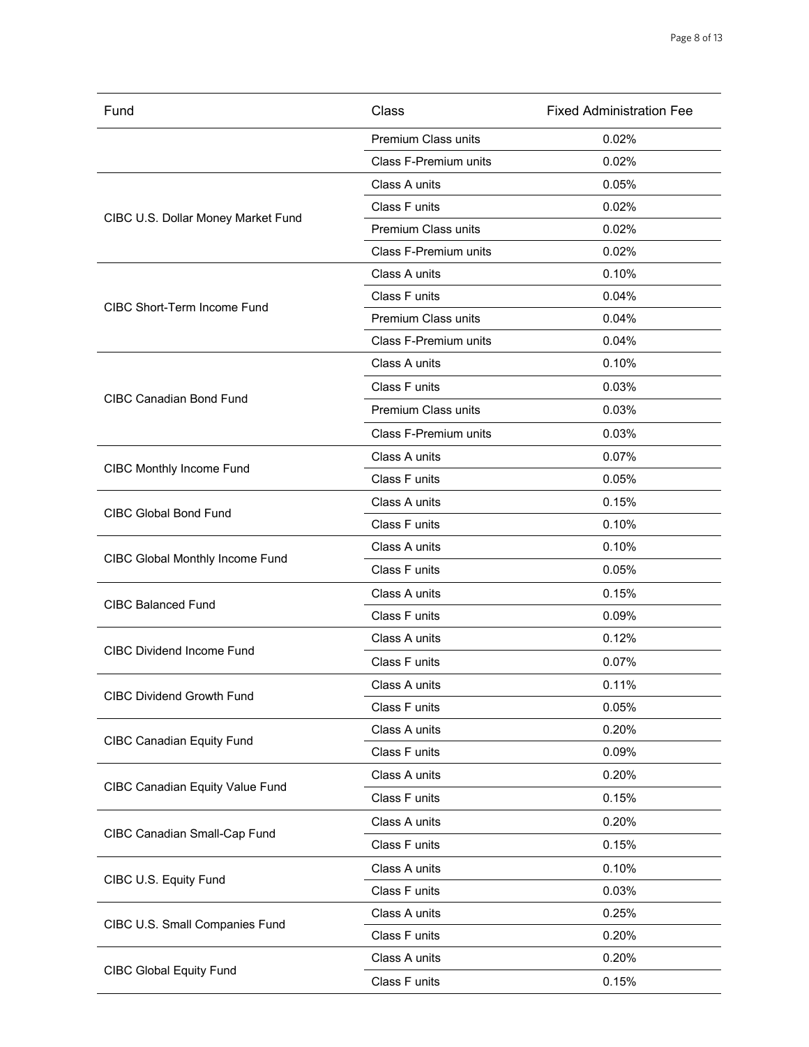| Fund | Class | Fixed Administration Fee |
| --- | --- | --- |
| | Premium Class units | 0.02% |
| | Class F-Premium units | 0.02% |
| CIBC U.S. Dollar Money Market Fund | Class A units | 0.05% |
| | Class F units | 0.02% |
| | Premium Class units | 0.02% |
| | Class F-Premium units | 0.02% |
| CIBC Short-Term Income Fund | Class A units | 0.10% |
| | Class F units | 0.04% |
| | Premium Class units | 0.04% |
| | Class F-Premium units | 0.04% |
| CIBC Canadian Bond Fund | Class A units | 0.10% |
| | Class F units | 0.03% |
| | Premium Class units | 0.03% |
| | Class F-Premium units | 0.03% |
| CIBC Monthly Income Fund | Class A units | 0.07% |
| | Class F units | 0.05% |
| CIBC Global Bond Fund | Class A units | 0.15% |
| | Class F units | 0.10% |
| CIBC Global Monthly Income Fund | Class A units | 0.10% |
| | Class F units | 0.05% |
| CIBC Balanced Fund | Class A units | 0.15% |
| | Class F units | 0.09% |
| CIBC Dividend Income Fund | Class A units | 0.12% |
| | Class F units | 0.07% |
| CIBC Dividend Growth Fund | Class A units | 0.11% |
| | Class F units | 0.05% |
| CIBC Canadian Equity Fund | Class A units | 0.20% |
| | Class F units | 0.09% |
| CIBC Canadian Equity Value Fund | Class A units | 0.20% |
| | Class F units | 0.15% |
| CIBC Canadian Small-Cap Fund | Class A units | 0.20% |
| | Class F units | 0.15% |
| CIBC U.S. Equity Fund | Class A units | 0.10% |
| | Class F units | 0.03% |
| CIBC U.S. Small Companies Fund | Class A units | 0.25% |
| | Class F units | 0.20% |
| CIBC Global Equity Fund | Class A units | 0.20% |
| | Class F units | 0.15% |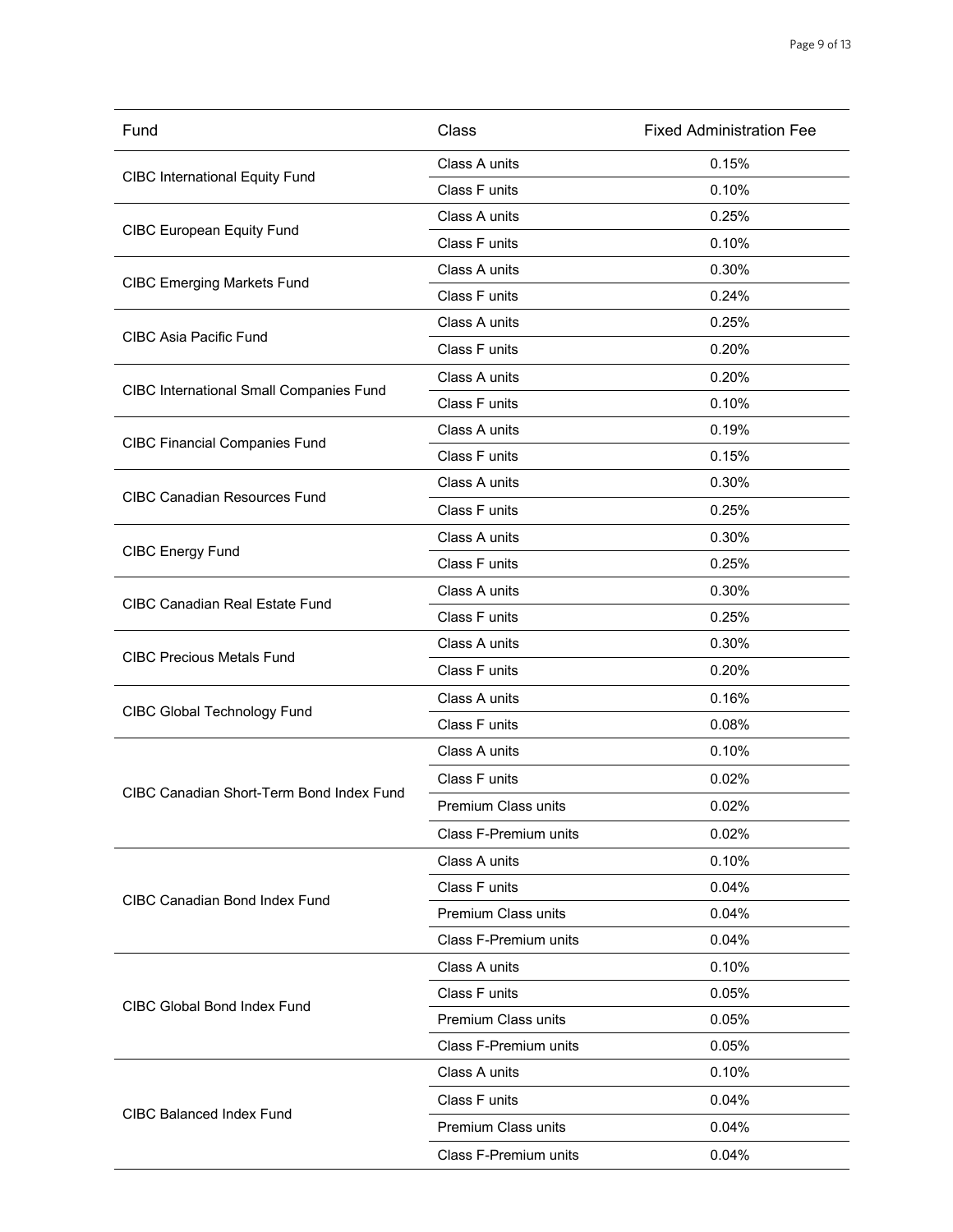| Fund | Class | Fixed Administration Fee |
| --- | --- | --- |
| CIBC International Equity Fund | Class A units | 0.15% |
| | Class F units | 0.10% |
| CIBC European Equity Fund | Class A units | 0.25% |
| | Class F units | 0.10% |
| CIBC Emerging Markets Fund | Class A units | 0.30% |
| | Class F units | 0.24% |
| CIBC Asia Pacific Fund | Class A units | 0.25% |
| | Class F units | 0.20% |
| CIBC International Small Companies Fund | Class A units | 0.20% |
| | Class F units | 0.10% |
| CIBC Financial Companies Fund | Class A units | 0.19% |
| | Class F units | 0.15% |
| CIBC Canadian Resources Fund | Class A units | 0.30% |
| | Class F units | 0.25% |
| CIBC Energy Fund | Class A units | 0.30% |
| | Class F units | 0.25% |
| CIBC Canadian Real Estate Fund | Class A units | 0.30% |
| | Class F units | 0.25% |
| CIBC Precious Metals Fund | Class A units | 0.30% |
| | Class F units | 0.20% |
| CIBC Global Technology Fund | Class A units | 0.16% |
| | Class F units | 0.08% |
| CIBC Canadian Short-Term Bond Index Fund | Class A units | 0.10% |
| | Class F units | 0.02% |
| | Premium Class units | 0.02% |
| | Class F-Premium units | 0.02% |
| CIBC Canadian Bond Index Fund | Class A units | 0.10% |
| | Class F units | 0.04% |
| | Premium Class units | 0.04% |
| | Class F-Premium units | 0.04% |
| CIBC Global Bond Index Fund | Class A units | 0.10% |
| | Class F units | 0.05% |
| | Premium Class units | 0.05% |
| | Class F-Premium units | 0.05% |
| CIBC Balanced Index Fund | Class A units | 0.10% |
| | Class F units | 0.04% |
| | Premium Class units | 0.04% |
| | Class F-Premium units | 0.04% |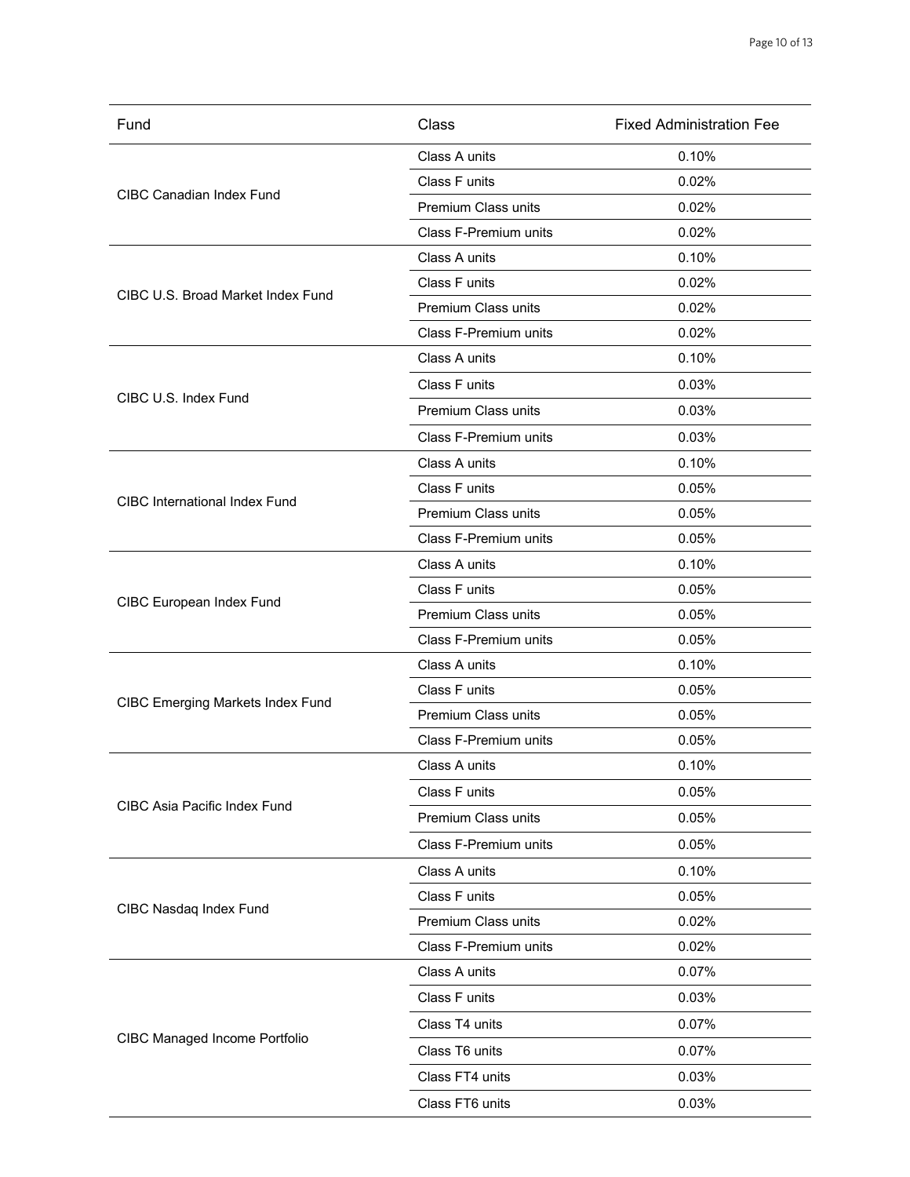| Fund | Class | Fixed Administration Fee |
|---|---|---|
| CIBC Canadian Index Fund | Class A units | 0.10% |
| | Class F units | 0.02% |
| | Premium Class units | 0.02% |
| | Class F-Premium units | 0.02% |
| CIBC U.S. Broad Market Index Fund | Class A units | 0.10% |
| | Class F units | 0.02% |
| | Premium Class units | 0.02% |
| | Class F-Premium units | 0.02% |
| CIBC U.S. Index Fund | Class A units | 0.10% |
| | Class F units | 0.03% |
| | Premium Class units | 0.03% |
| | Class F-Premium units | 0.03% |
| CIBC International Index Fund | Class A units | 0.10% |
| | Class F units | 0.05% |
| | Premium Class units | 0.05% |
| | Class F-Premium units | 0.05% |
| CIBC European Index Fund | Class A units | 0.10% |
| | Class F units | 0.05% |
| | Premium Class units | 0.05% |
| | Class F-Premium units | 0.05% |
| CIBC Emerging Markets Index Fund | Class A units | 0.10% |
| | Class F units | 0.05% |
| | Premium Class units | 0.05% |
| | Class F-Premium units | 0.05% |
| CIBC Asia Pacific Index Fund | Class A units | 0.10% |
| | Class F units | 0.05% |
| | Premium Class units | 0.05% |
| | Class F-Premium units | 0.05% |
| CIBC Nasdaq Index Fund | Class A units | 0.10% |
| | Class F units | 0.05% |
| | Premium Class units | 0.02% |
| | Class F-Premium units | 0.02% |
| CIBC Managed Income Portfolio | Class A units | 0.07% |
| | Class F units | 0.03% |
| | Class T4 units | 0.07% |
| | Class T6 units | 0.07% |
| | Class FT4 units | 0.03% |
| | Class FT6 units | 0.03% |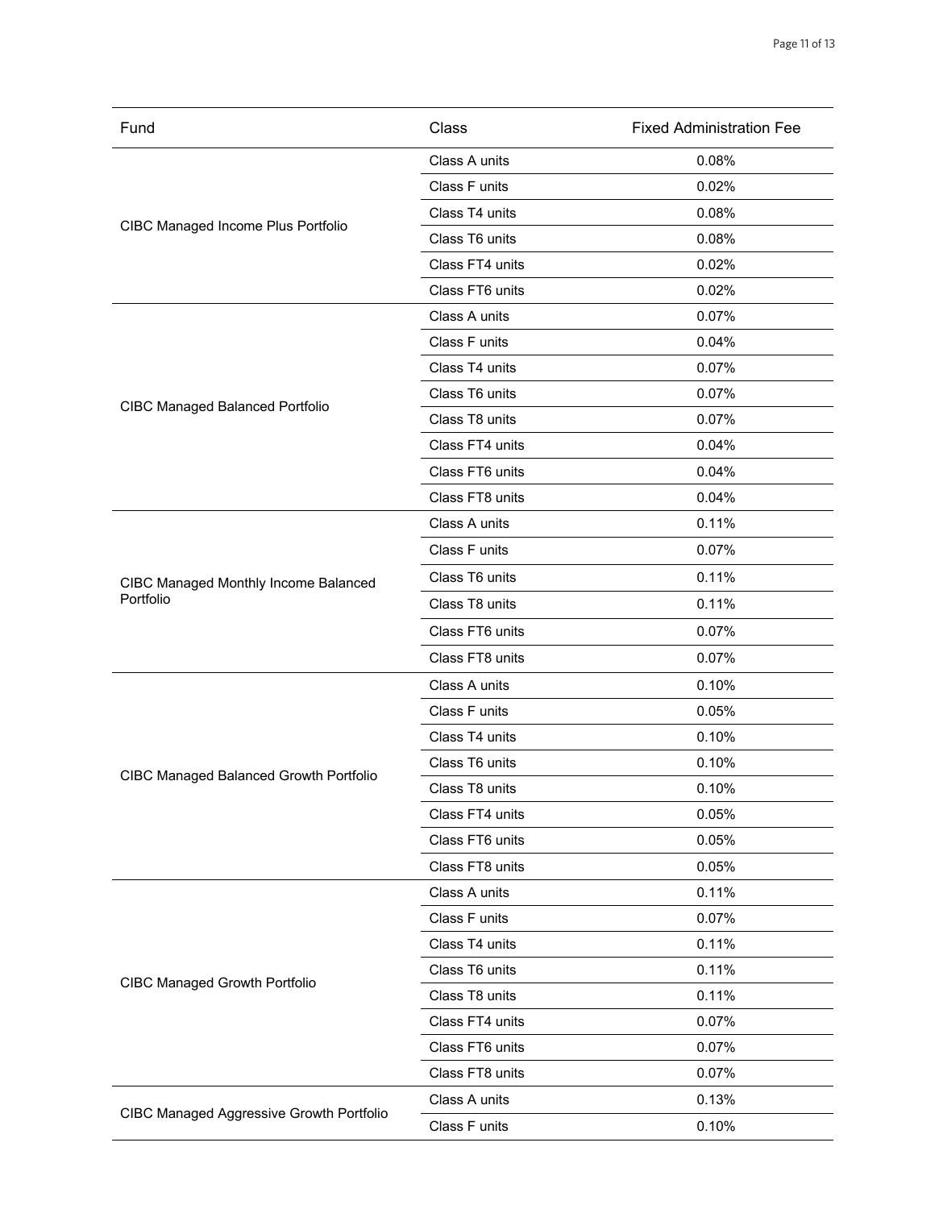| Fund | Class | Fixed Administration Fee |
| --- | --- | --- |
| CIBC Managed Income Plus Portfolio | Class A units | 0.08% |
| | Class F units | 0.02% |
| | Class T4 units | 0.08% |
| | Class T6 units | 0.08% |
| | Class FT4 units | 0.02% |
| | Class FT6 units | 0.02% |
| CIBC Managed Balanced Portfolio | Class A units | 0.07% |
| | Class F units | 0.04% |
| | Class T4 units | 0.07% |
| | Class T6 units | 0.07% |
| | Class T8 units | 0.07% |
| | Class FT4 units | 0.04% |
| | Class FT6 units | 0.04% |
| | Class FT8 units | 0.04% |
| CIBC Managed Monthly Income Balanced Portfolio | Class A units | 0.11% |
| | Class F units | 0.07% |
| | Class T6 units | 0.11% |
| | Class T8 units | 0.11% |
| | Class FT6 units | 0.07% |
| | Class FT8 units | 0.07% |
| CIBC Managed Balanced Growth Portfolio | Class A units | 0.10% |
| | Class F units | 0.05% |
| | Class T4 units | 0.10% |
| | Class T6 units | 0.10% |
| | Class T8 units | 0.10% |
| | Class FT4 units | 0.05% |
| | Class FT6 units | 0.05% |
| | Class FT8 units | 0.05% |
| CIBC Managed Growth Portfolio | Class A units | 0.11% |
| | Class F units | 0.07% |
| | Class T4 units | 0.11% |
| | Class T6 units | 0.11% |
| | Class T8 units | 0.11% |
| | Class FT4 units | 0.07% |
| | Class FT6 units | 0.07% |
| | Class FT8 units | 0.07% |
| CIBC Managed Aggressive Growth Portfolio | Class A units | 0.13% |
| | Class F units | 0.10% |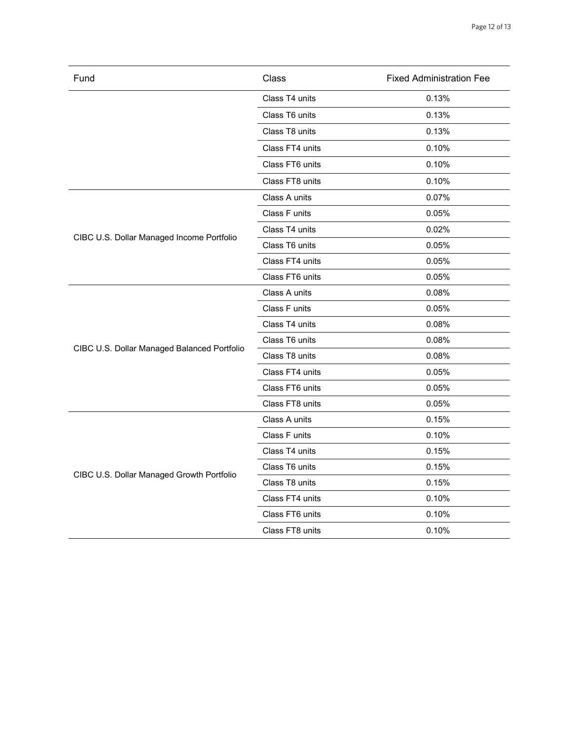| Fund | Class | Fixed Administration Fee |
|---|---|---|
| | Class T4 units | 0.13% |
| | Class T6 units | 0.13% |
| | Class T8 units | 0.13% |
| | Class FT4 units | 0.10% |
| | Class FT6 units | 0.10% |
| | Class FT8 units | 0.10% |
| CIBC U.S. Dollar Managed Income Portfolio | Class A units | 0.07% |
| | Class F units | 0.05% |
| | Class T4 units | 0.02% |
| | Class T6 units | 0.05% |
| | Class FT4 units | 0.05% |
| | Class FT6 units | 0.05% |
| CIBC U.S. Dollar Managed Balanced Portfolio | Class A units | 0.08% |
| | Class F units | 0.05% |
| | Class T4 units | 0.08% |
| | Class T6 units | 0.08% |
| | Class T8 units | 0.08% |
| | Class FT4 units | 0.05% |
| | Class FT6 units | 0.05% |
| | Class FT8 units | 0.05% |
| CIBC U.S. Dollar Managed Growth Portfolio | Class A units | 0.15% |
| | Class F units | 0.10% |
| | Class T4 units | 0.15% |
| | Class T6 units | 0.15% |
| | Class T8 units | 0.15% |
| | Class FT4 units | 0.10% |
| | Class FT6 units | 0.10% |
| | Class FT8 units | 0.10% |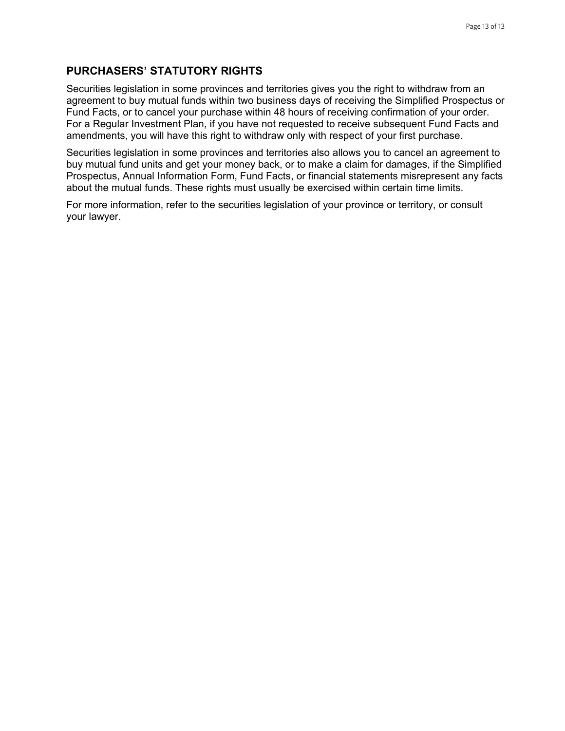## PURCHASERS' STATUTORY RIGHTS

Securities legislation in some provinces and territories gives you the right to withdraw from an agreement to buy mutual funds within two business days of receiving the Simplified Prospectus or Fund Facts, or to cancel your purchase within 48 hours of receiving confirmation of your order. For a Regular Investment Plan, if you have not requested to receive subsequent Fund Facts and amendments, you will have this right to withdraw only with respect of your first purchase.

Securities legislation in some provinces and territories also allows you to cancel an agreement to buy mutual fund units and get your money back, or to make a claim for damages, if the Simplified Prospectus, Annual Information Form, Fund Facts, or financial statements misrepresent any facts about the mutual funds. These rights must usually be exercised within certain time limits.

For more information, refer to the securities legislation of your province or territory, or consult your lawyer.